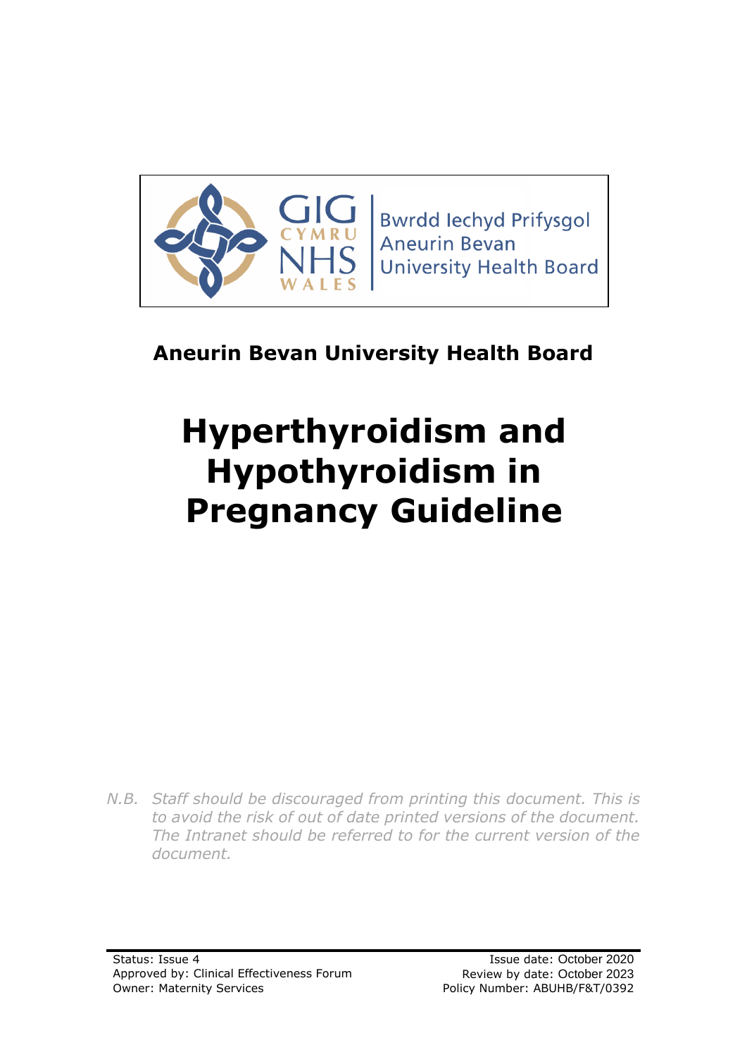Bwrdd Iechyd Prifysgol
Aneurin Bevan
University Health Board

**Aneurin Bevan University Health Board**

# Hyperthyroidism and Hypothyroidism in Pregnancy Guideline

*N.B. Staff should be discouraged from printing this document. This is to avoid the risk of out of date printed versions of the document. The Intranet should be referred to for the current version of the document.*

Status: Issue 4
Approved by: Clinical Effectiveness Forum
Owner: Maternity Services

Issue date: October 2020
Review by date: October 2023
Policy Number: ABUHB/F&T/0392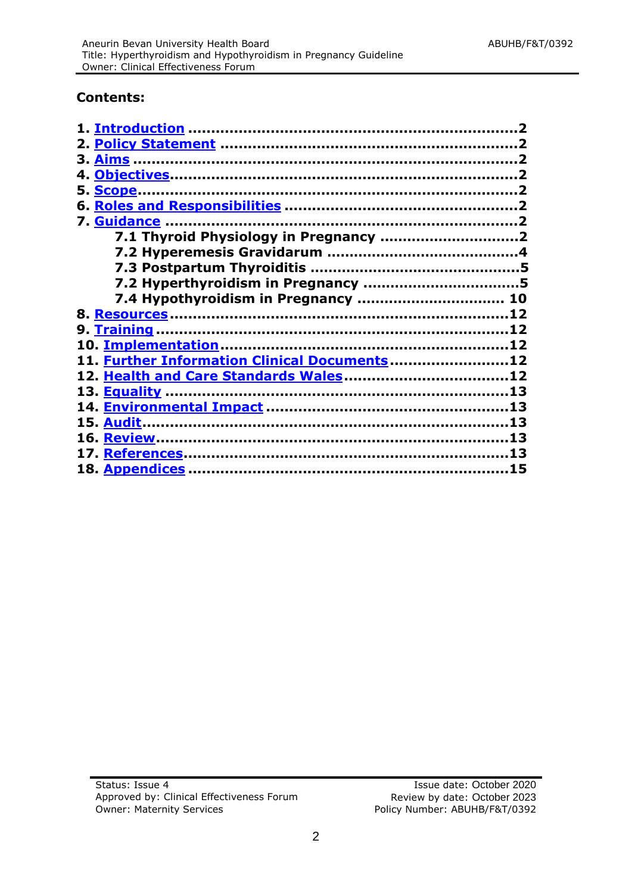## Contents:

**1. Introduction ........................................................................2**
**2. Policy Statement ................................................................2**
**3. Aims ....................................................................................2**
**4. Objectives...........................................................................2**
**5. Scope...................................................................................2**
**6. Roles and Responsibilities ..................................................2**
**7. Guidance ............................................................................2**
- **7.1 Thyroid Physiology in Pregnancy ..............................2**
- **7.2 Hyperemesis Gravidarum ..........................................4**
- **7.3 Postpartum Thyroiditis ..............................................5**
- **7.2 Hyperthyroidism in Pregnancy ..................................5**
- **7.4 Hypothyroidism in Pregnancy ................................ 10**

**8. Resources..........................................................................12**
**9. Training ............................................................................12**
**10. Implementation...............................................................12**
**11. Further Information Clinical Documents..........................12**
**12. Health and Care Standards Wales....................................12**
**13. Equality ..........................................................................13**
**14. Environmental Impact .....................................................13**
**15. Audit...............................................................................13**
**16. Review.............................................................................13**
**17. References.......................................................................13**
**18. Appendices .....................................................................15**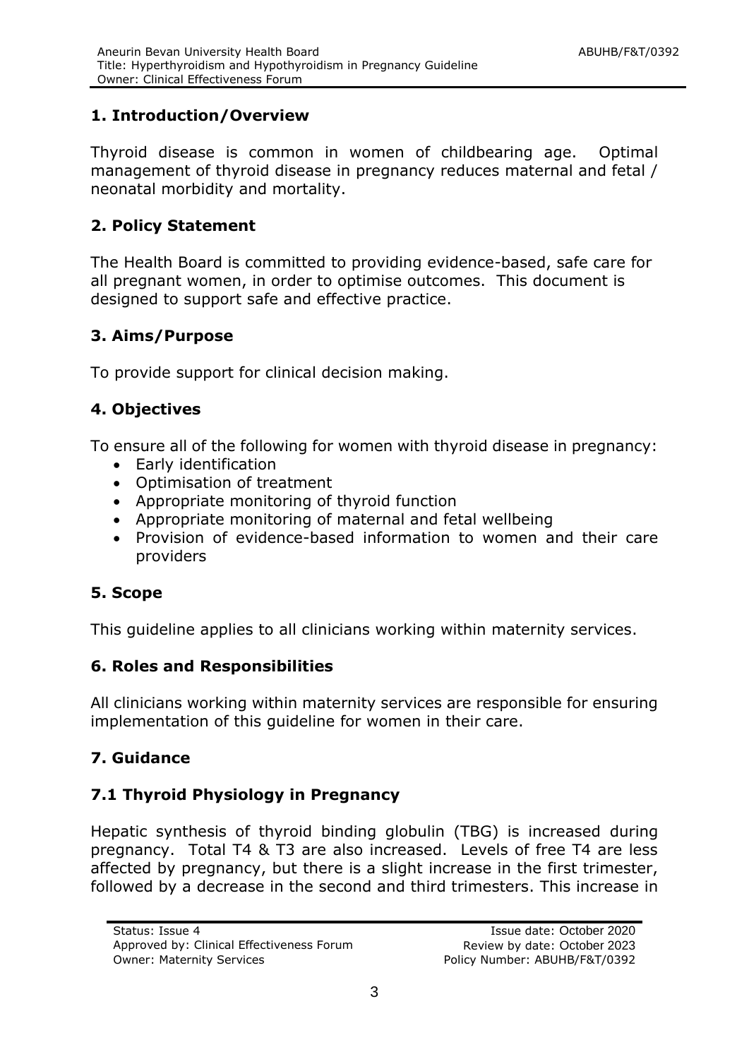## 1. Introduction/Overview

Thyroid disease is common in women of childbearing age. Optimal management of thyroid disease in pregnancy reduces maternal and fetal / neonatal morbidity and mortality.

## 2. Policy Statement

The Health Board is committed to providing evidence-based, safe care for all pregnant women, in order to optimise outcomes. This document is designed to support safe and effective practice.

## 3. Aims/Purpose

To provide support for clinical decision making.

## 4. Objectives

To ensure all of the following for women with thyroid disease in pregnancy:

- Early identification
- Optimisation of treatment
- Appropriate monitoring of thyroid function
- Appropriate monitoring of maternal and fetal wellbeing
- Provision of evidence-based information to women and their care providers

## 5. Scope

This guideline applies to all clinicians working within maternity services.

## 6. Roles and Responsibilities

All clinicians working within maternity services are responsible for ensuring implementation of this guideline for women in their care.

## 7. Guidance

### 7.1 Thyroid Physiology in Pregnancy

Hepatic synthesis of thyroid binding globulin (TBG) is increased during pregnancy. Total T4 & T3 are also increased. Levels of free T4 are less affected by pregnancy, but there is a slight increase in the first trimester, followed by a decrease in the second and third trimesters. This increase in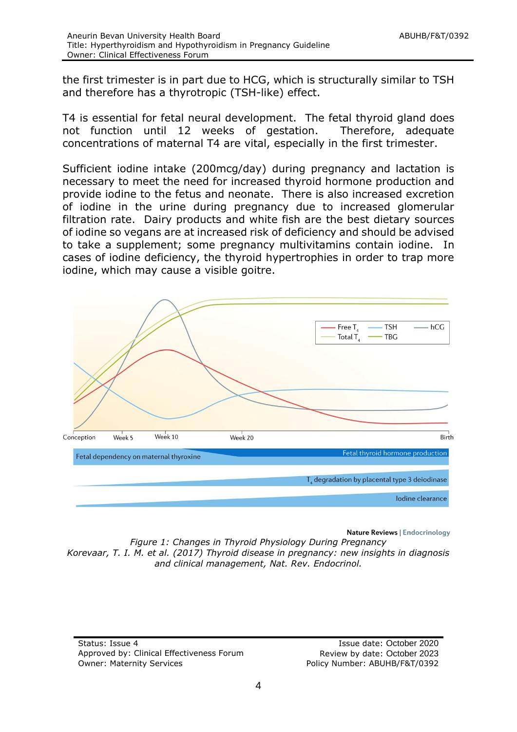the first trimester is in part due to HCG, which is structurally similar to TSH and therefore has a thyrotropic (TSH-like) effect.

T4 is essential for fetal neural development. The fetal thyroid gland does not function until 12 weeks of gestation. Therefore, adequate concentrations of maternal T4 are vital, especially in the first trimester.

Sufficient iodine intake (200mcg/day) during pregnancy and lactation is necessary to meet the need for increased thyroid hormone production and provide iodine to the fetus and neonate. There is also increased excretion of iodine in the urine during pregnancy due to increased glomerular filtration rate. Dairy products and white fish are the best dietary sources of iodine so vegans are at increased risk of deficiency and should be advised to take a supplement; some pregnancy multivitamins contain iodine. In cases of iodine deficiency, the thyroid hypertrophies in order to trap more iodine, which may cause a visible goitre.

*Figure 1: Changes in Thyroid Physiology During Pregnancy*
*Korevaar, T. I. M. et al. (2017) Thyroid disease in pregnancy: new insights in diagnosis and clinical management, Nat. Rev. Endocrinol.*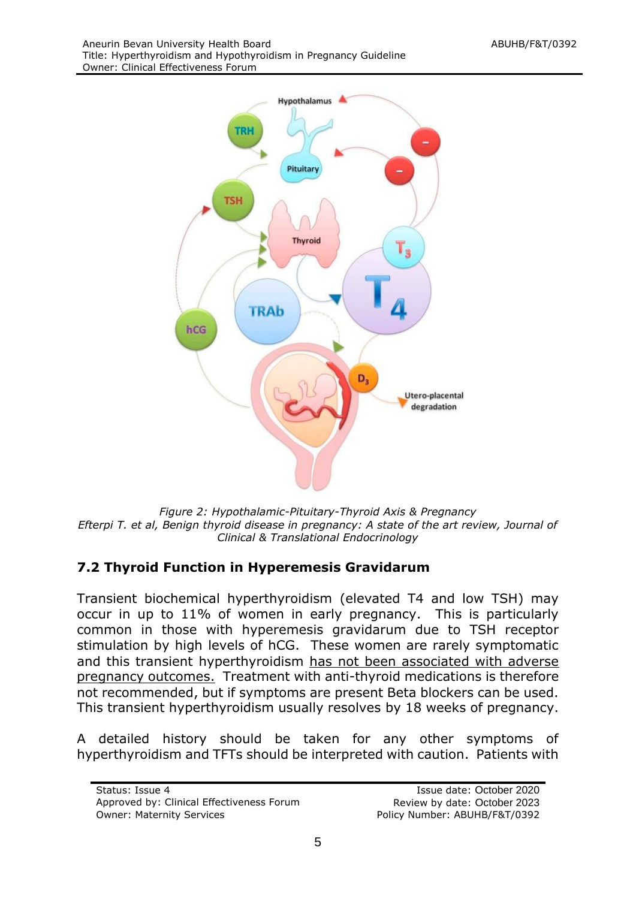*Figure 2: Hypothalamic-Pituitary-Thyroid Axis & Pregnancy*
*Efterpi T. et al, Benign thyroid disease in pregnancy: A state of the art review, Journal of Clinical & Translational Endocrinology*

## 7.2 Thyroid Function in Hyperemesis Gravidarum

Transient biochemical hyperthyroidism (elevated T4 and low TSH) may occur in up to 11% of women in early pregnancy. This is particularly common in those with hyperemesis gravidarum due to TSH receptor stimulation by high levels of hCG. These women are rarely symptomatic and this transient hyperthyroidism has not been associated with adverse pregnancy outcomes. Treatment with anti-thyroid medications is therefore not recommended, but if symptoms are present Beta blockers can be used. This transient hyperthyroidism usually resolves by 18 weeks of pregnancy.

A detailed history should be taken for any other symptoms of hyperthyroidism and TFTs should be interpreted with caution. Patients with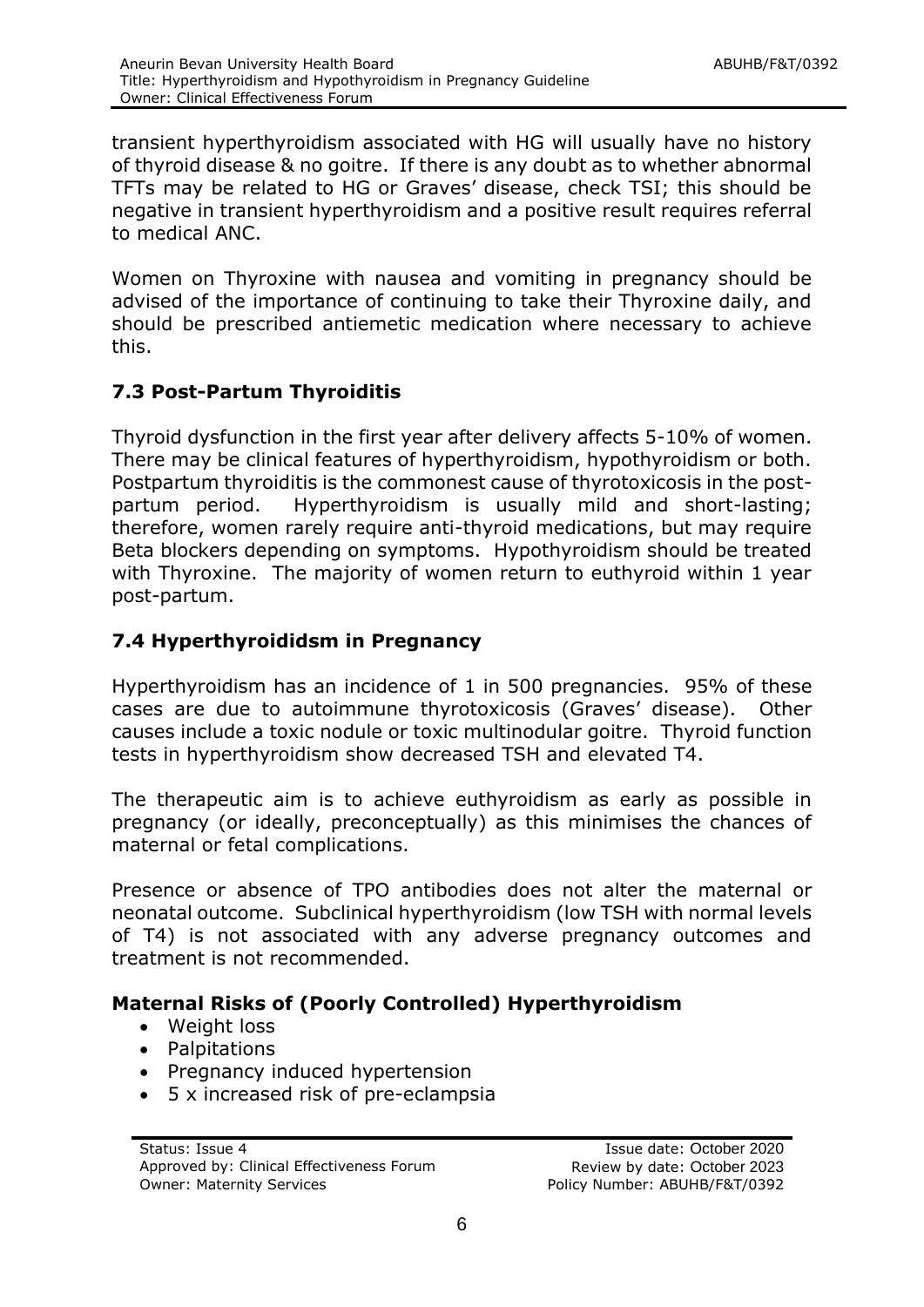transient hyperthyroidism associated with HG will usually have no history of thyroid disease & no goitre. If there is any doubt as to whether abnormal TFTs may be related to HG or Graves' disease, check TSI; this should be negative in transient hyperthyroidism and a positive result requires referral to medical ANC.

Women on Thyroxine with nausea and vomiting in pregnancy should be advised of the importance of continuing to take their Thyroxine daily, and should be prescribed antiemetic medication where necessary to achieve this.

### 7.3 Post-Partum Thyroiditis

Thyroid dysfunction in the first year after delivery affects 5-10% of women. There may be clinical features of hyperthyroidism, hypothyroidism or both. Postpartum thyroiditis is the commonest cause of thyrotoxicosis in the post-partum period. Hyperthyroidism is usually mild and short-lasting; therefore, women rarely require anti-thyroid medications, but may require Beta blockers depending on symptoms. Hypothyroidism should be treated with Thyroxine. The majority of women return to euthyroid within 1 year post-partum.

### 7.4 Hyperthyroididsm in Pregnancy

Hyperthyroidism has an incidence of 1 in 500 pregnancies. 95% of these cases are due to autoimmune thyrotoxicosis (Graves' disease). Other causes include a toxic nodule or toxic multinodular goitre. Thyroid function tests in hyperthyroidism show decreased TSH and elevated T4.

The therapeutic aim is to achieve euthyroidism as early as possible in pregnancy (or ideally, preconceptually) as this minimises the chances of maternal or fetal complications.

Presence or absence of TPO antibodies does not alter the maternal or neonatal outcome. Subclinical hyperthyroidism (low TSH with normal levels of T4) is not associated with any adverse pregnancy outcomes and treatment is not recommended.

**Maternal Risks of (Poorly Controlled) Hyperthyroidism**

- Weight loss
- Palpitations
- Pregnancy induced hypertension
- 5 x increased risk of pre-eclampsia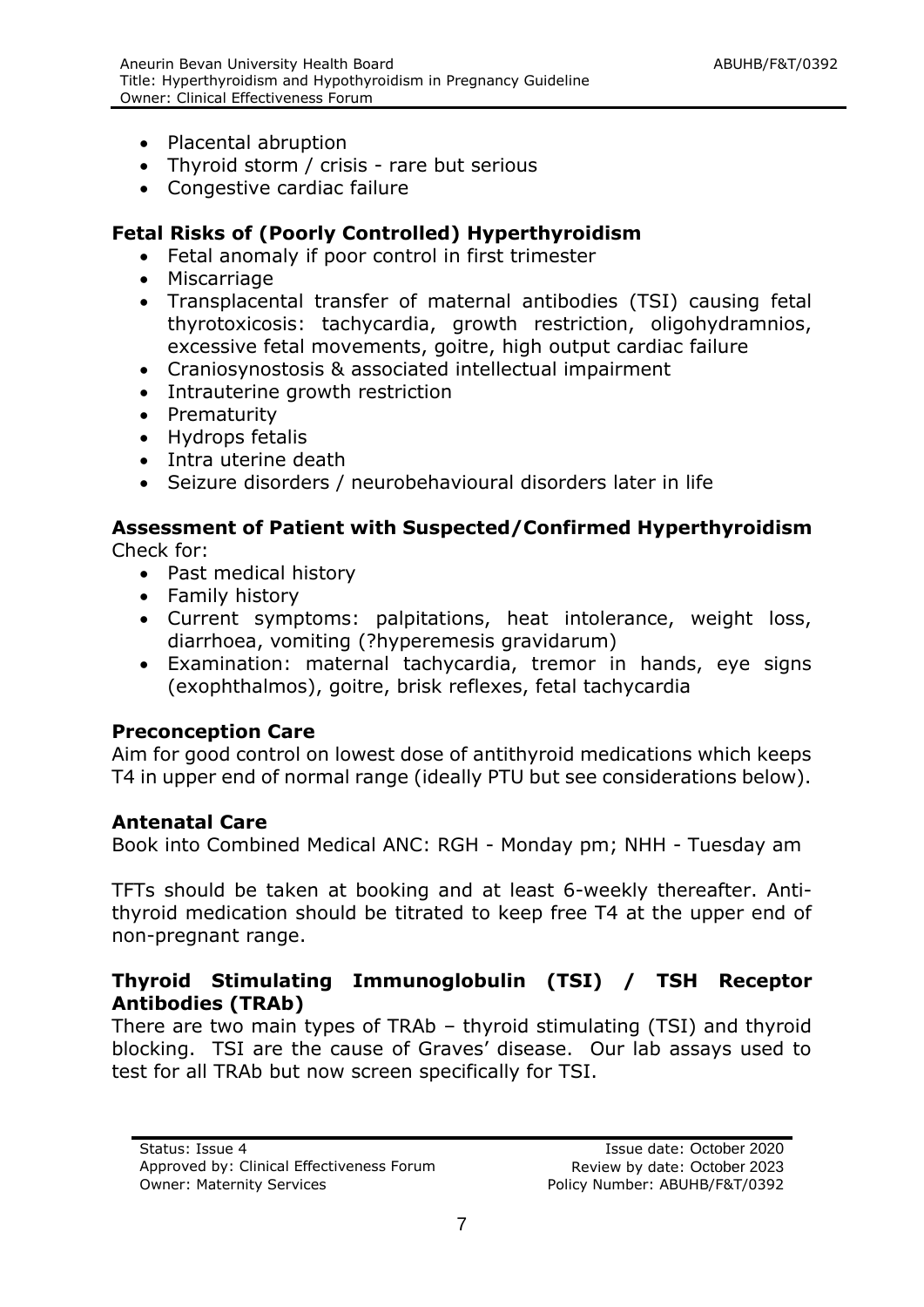- Placental abruption
- Thyroid storm / crisis - rare but serious
- Congestive cardiac failure

### Fetal Risks of (Poorly Controlled) Hyperthyroidism

- Fetal anomaly if poor control in first trimester
- Miscarriage
- Transplacental transfer of maternal antibodies (TSI) causing fetal thyrotoxicosis: tachycardia, growth restriction, oligohydramnios, excessive fetal movements, goitre, high output cardiac failure
- Craniosynostosis & associated intellectual impairment
- Intrauterine growth restriction
- Prematurity
- Hydrops fetalis
- Intra uterine death
- Seizure disorders / neurobehavioural disorders later in life

### Assessment of Patient with Suspected/Confirmed Hyperthyroidism

Check for:

- Past medical history
- Family history
- Current symptoms: palpitations, heat intolerance, weight loss, diarrhoea, vomiting (?hyperemesis gravidarum)
- Examination: maternal tachycardia, tremor in hands, eye signs (exophthalmos), goitre, brisk reflexes, fetal tachycardia

### Preconception Care

Aim for good control on lowest dose of antithyroid medications which keeps T4 in upper end of normal range (ideally PTU but see considerations below).

### Antenatal Care

Book into Combined Medical ANC: RGH - Monday pm; NHH - Tuesday am

TFTs should be taken at booking and at least 6-weekly thereafter. Anti-thyroid medication should be titrated to keep free T4 at the upper end of non-pregnant range.

### Thyroid Stimulating Immunoglobulin (TSI) / TSH Receptor Antibodies (TRAb)

There are two main types of TRAb – thyroid stimulating (TSI) and thyroid blocking. TSI are the cause of Graves' disease. Our lab assays used to test for all TRAb but now screen specifically for TSI.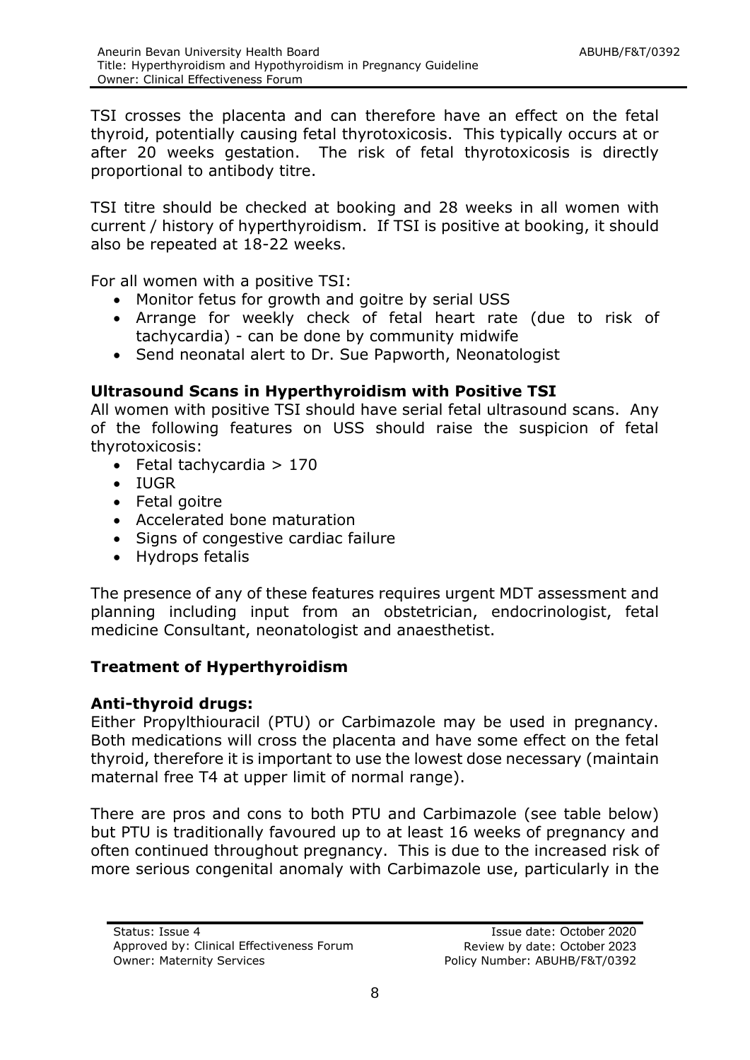TSI crosses the placenta and can therefore have an effect on the fetal thyroid, potentially causing fetal thyrotoxicosis. This typically occurs at or after 20 weeks gestation. The risk of fetal thyrotoxicosis is directly proportional to antibody titre.

TSI titre should be checked at booking and 28 weeks in all women with current / history of hyperthyroidism. If TSI is positive at booking, it should also be repeated at 18-22 weeks.

For all women with a positive TSI:

- Monitor fetus for growth and goitre by serial USS
- Arrange for weekly check of fetal heart rate (due to risk of tachycardia) - can be done by community midwife
- Send neonatal alert to Dr. Sue Papworth, Neonatologist

**Ultrasound Scans in Hyperthyroidism with Positive TSI**

All women with positive TSI should have serial fetal ultrasound scans. Any of the following features on USS should raise the suspicion of fetal thyrotoxicosis:

- Fetal tachycardia > 170
- IUGR
- Fetal goitre
- Accelerated bone maturation
- Signs of congestive cardiac failure
- Hydrops fetalis

The presence of any of these features requires urgent MDT assessment and planning including input from an obstetrician, endocrinologist, fetal medicine Consultant, neonatologist and anaesthetist.

## Treatment of Hyperthyroidism

**Anti-thyroid drugs:**

Either Propylthiouracil (PTU) or Carbimazole may be used in pregnancy. Both medications will cross the placenta and have some effect on the fetal thyroid, therefore it is important to use the lowest dose necessary (maintain maternal free T4 at upper limit of normal range).

There are pros and cons to both PTU and Carbimazole (see table below) but PTU is traditionally favoured up to at least 16 weeks of pregnancy and often continued throughout pregnancy. This is due to the increased risk of more serious congenital anomaly with Carbimazole use, particularly in the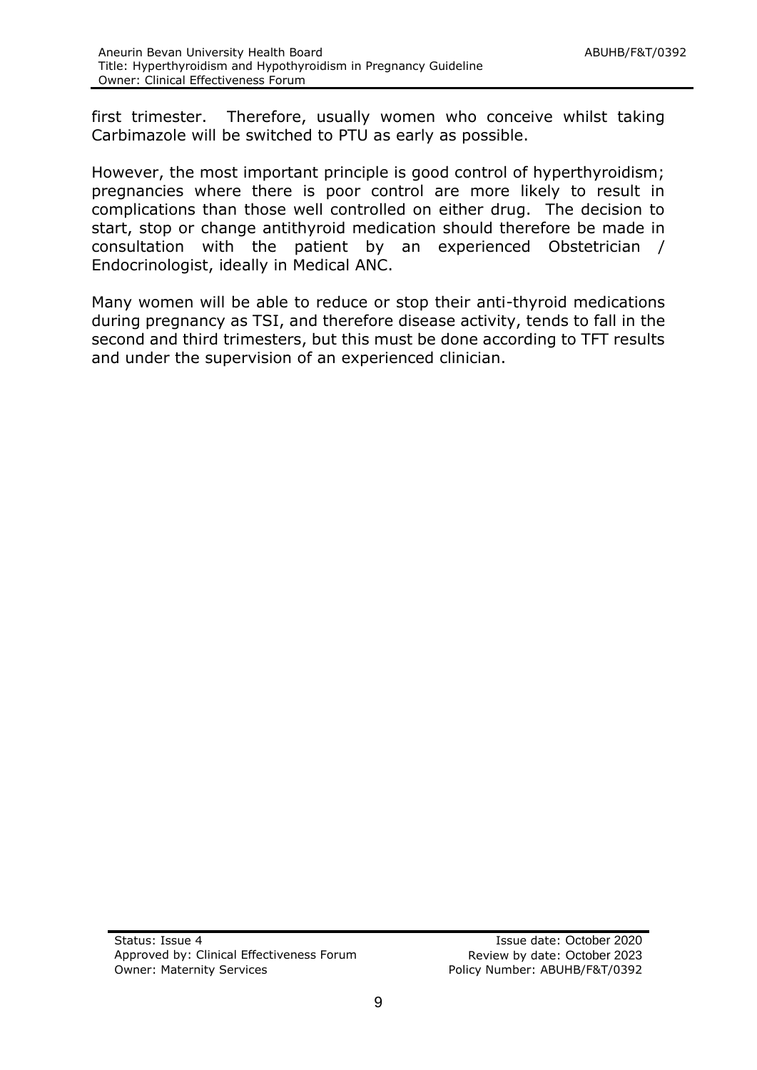first trimester. Therefore, usually women who conceive whilst taking Carbimazole will be switched to PTU as early as possible.

However, the most important principle is good control of hyperthyroidism; pregnancies where there is poor control are more likely to result in complications than those well controlled on either drug. The decision to start, stop or change antithyroid medication should therefore be made in consultation with the patient by an experienced Obstetrician / Endocrinologist, ideally in Medical ANC.

Many women will be able to reduce or stop their anti-thyroid medications during pregnancy as TSI, and therefore disease activity, tends to fall in the second and third trimesters, but this must be done according to TFT results and under the supervision of an experienced clinician.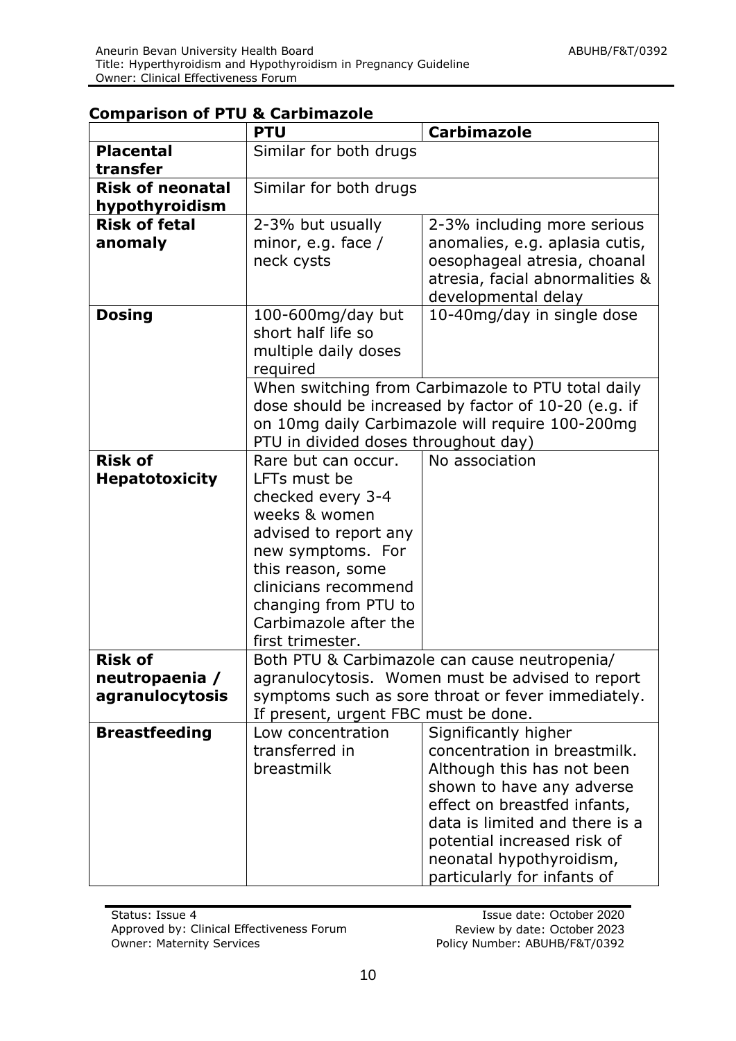**Comparison of PTU & Carbimazole**

| | PTU | Carbimazole |
|---|---|---|
| **Placental transfer** | Similar for both drugs | |
| **Risk of neonatal hypothyroidism** | Similar for both drugs | |
| **Risk of fetal anomaly** | 2-3% but usually minor, e.g. face / neck cysts | 2-3% including more serious anomalies, e.g. aplasia cutis, oesophageal atresia, choanal atresia, facial abnormalities & developmental delay |
| **Dosing** | 100-600mg/day but short half life so multiple daily doses required | 10-40mg/day in single dose |
| | When switching from Carbimazole to PTU total daily dose should be increased by factor of 10-20 (e.g. if on 10mg daily Carbimazole will require 100-200mg PTU in divided doses throughout day) | |
| **Risk of Hepatotoxicity** | Rare but can occur. LFTs must be checked every 3-4 weeks & women advised to report any new symptoms. For this reason, some clinicians recommend changing from PTU to Carbimazole after the first trimester. | No association |
| **Risk of neutropaenia / agranulocytosis** | Both PTU & Carbimazole can cause neutropenia/ agranulocytosis. Women must be advised to report symptoms such as sore throat or fever immediately. If present, urgent FBC must be done. | |
| **Breastfeeding** | Low concentration transferred in breastmilk | Significantly higher concentration in breastmilk. Although this has not been shown to have any adverse effect on breastfed infants, data is limited and there is a potential increased risk of neonatal hypothyroidism, particularly for infants of |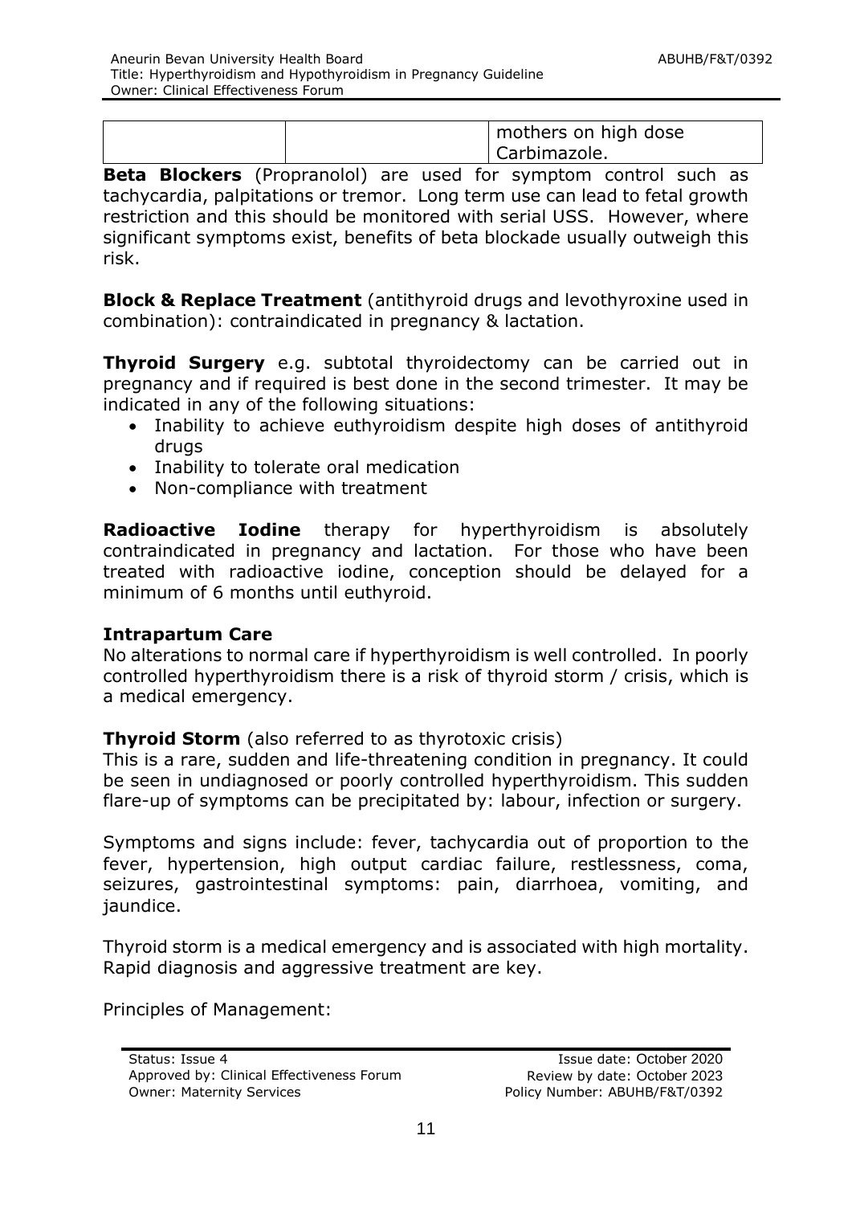| | | mothers on high dose Carbimazole. |
|---|---|---|

**Beta Blockers** (Propranolol) are used for symptom control such as tachycardia, palpitations or tremor. Long term use can lead to fetal growth restriction and this should be monitored with serial USS. However, where significant symptoms exist, benefits of beta blockade usually outweigh this risk.

**Block & Replace Treatment** (antithyroid drugs and levothyroxine used in combination): contraindicated in pregnancy & lactation.

**Thyroid Surgery** e.g. subtotal thyroidectomy can be carried out in pregnancy and if required is best done in the second trimester. It may be indicated in any of the following situations:

- Inability to achieve euthyroidism despite high doses of antithyroid drugs
- Inability to tolerate oral medication
- Non-compliance with treatment

**Radioactive Iodine** therapy for hyperthyroidism is absolutely contraindicated in pregnancy and lactation. For those who have been treated with radioactive iodine, conception should be delayed for a minimum of 6 months until euthyroid.

**Intrapartum Care**

No alterations to normal care if hyperthyroidism is well controlled. In poorly controlled hyperthyroidism there is a risk of thyroid storm / crisis, which is a medical emergency.

**Thyroid Storm** (also referred to as thyrotoxic crisis)

This is a rare, sudden and life-threatening condition in pregnancy. It could be seen in undiagnosed or poorly controlled hyperthyroidism. This sudden flare-up of symptoms can be precipitated by: labour, infection or surgery.

Symptoms and signs include: fever, tachycardia out of proportion to the fever, hypertension, high output cardiac failure, restlessness, coma, seizures, gastrointestinal symptoms: pain, diarrhoea, vomiting, and jaundice.

Thyroid storm is a medical emergency and is associated with high mortality. Rapid diagnosis and aggressive treatment are key.

Principles of Management: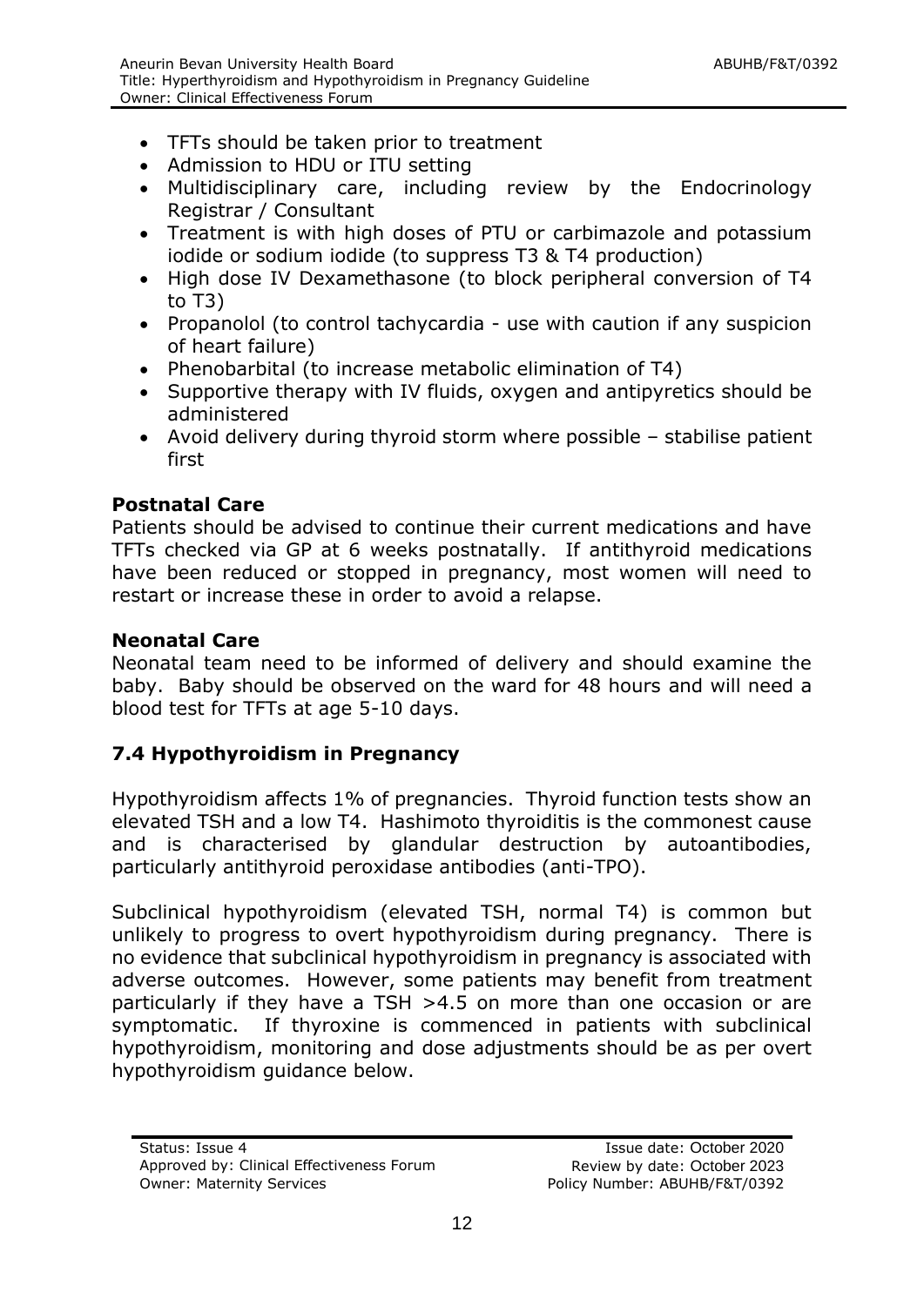- TFTs should be taken prior to treatment
- Admission to HDU or ITU setting
- Multidisciplinary care, including review by the Endocrinology Registrar / Consultant
- Treatment is with high doses of PTU or carbimazole and potassium iodide or sodium iodide (to suppress T3 & T4 production)
- High dose IV Dexamethasone (to block peripheral conversion of T4 to T3)
- Propanolol (to control tachycardia - use with caution if any suspicion of heart failure)
- Phenobarbital (to increase metabolic elimination of T4)
- Supportive therapy with IV fluids, oxygen and antipyretics should be administered
- Avoid delivery during thyroid storm where possible – stabilise patient first

**Postnatal Care**

Patients should be advised to continue their current medications and have TFTs checked via GP at 6 weeks postnatally. If antithyroid medications have been reduced or stopped in pregnancy, most women will need to restart or increase these in order to avoid a relapse.

**Neonatal Care**

Neonatal team need to be informed of delivery and should examine the baby. Baby should be observed on the ward for 48 hours and will need a blood test for TFTs at age 5-10 days.

## 7.4 Hypothyroidism in Pregnancy

Hypothyroidism affects 1% of pregnancies. Thyroid function tests show an elevated TSH and a low T4. Hashimoto thyroiditis is the commonest cause and is characterised by glandular destruction by autoantibodies, particularly antithyroid peroxidase antibodies (anti-TPO).

Subclinical hypothyroidism (elevated TSH, normal T4) is common but unlikely to progress to overt hypothyroidism during pregnancy. There is no evidence that subclinical hypothyroidism in pregnancy is associated with adverse outcomes. However, some patients may benefit from treatment particularly if they have a TSH >4.5 on more than one occasion or are symptomatic. If thyroxine is commenced in patients with subclinical hypothyroidism, monitoring and dose adjustments should be as per overt hypothyroidism guidance below.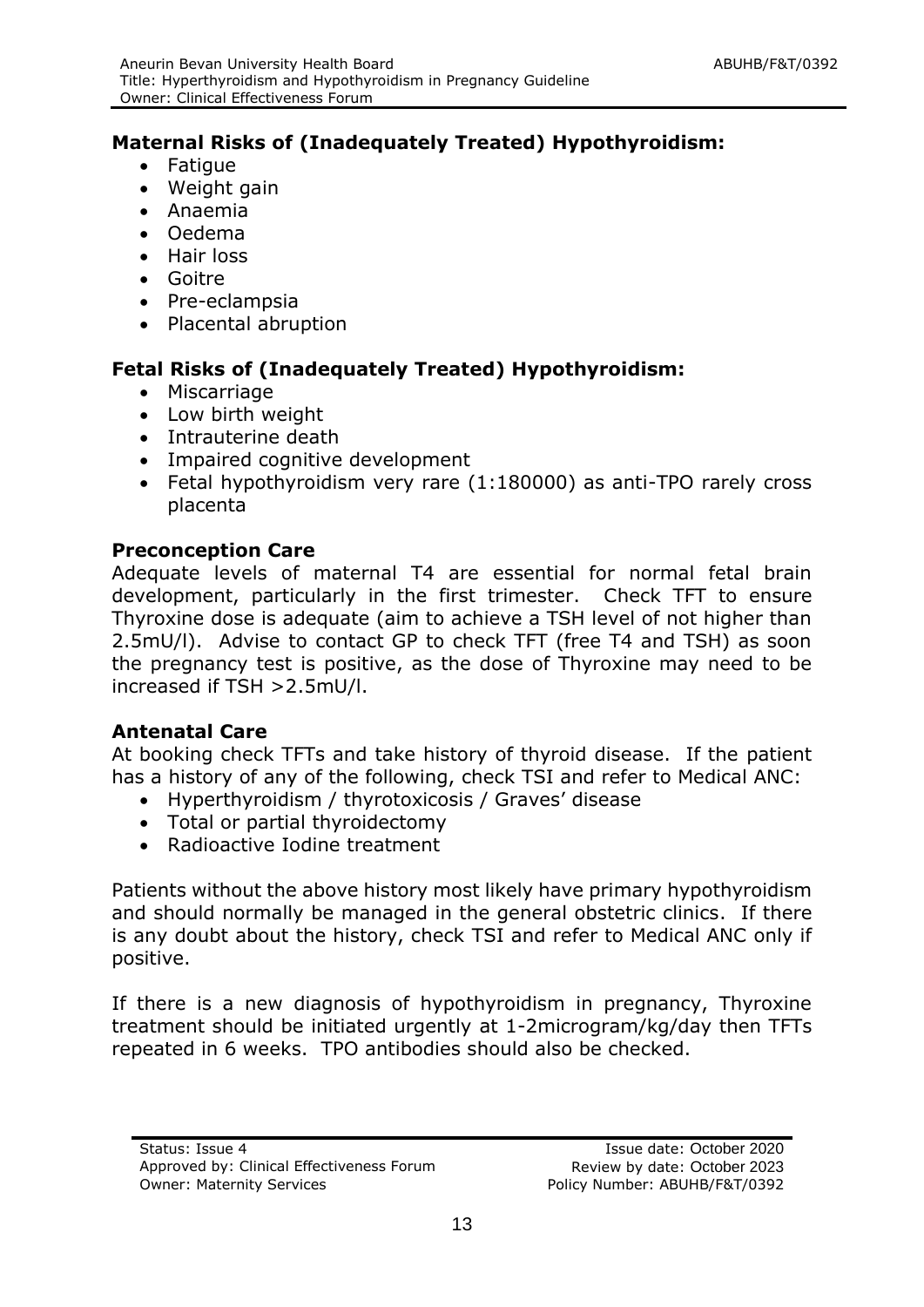**Maternal Risks of (Inadequately Treated) Hypothyroidism:**

- Fatigue
- Weight gain
- Anaemia
- Oedema
- Hair loss
- Goitre
- Pre-eclampsia
- Placental abruption

**Fetal Risks of (Inadequately Treated) Hypothyroidism:**

- Miscarriage
- Low birth weight
- Intrauterine death
- Impaired cognitive development
- Fetal hypothyroidism very rare (1:180000) as anti-TPO rarely cross placenta

**Preconception Care**

Adequate levels of maternal T4 are essential for normal fetal brain development, particularly in the first trimester. Check TFT to ensure Thyroxine dose is adequate (aim to achieve a TSH level of not higher than 2.5mU/l). Advise to contact GP to check TFT (free T4 and TSH) as soon the pregnancy test is positive, as the dose of Thyroxine may need to be increased if TSH >2.5mU/l.

**Antenatal Care**

At booking check TFTs and take history of thyroid disease. If the patient has a history of any of the following, check TSI and refer to Medical ANC:

- Hyperthyroidism / thyrotoxicosis / Graves' disease
- Total or partial thyroidectomy
- Radioactive Iodine treatment

Patients without the above history most likely have primary hypothyroidism and should normally be managed in the general obstetric clinics. If there is any doubt about the history, check TSI and refer to Medical ANC only if positive.

If there is a new diagnosis of hypothyroidism in pregnancy, Thyroxine treatment should be initiated urgently at 1-2microgram/kg/day then TFTs repeated in 6 weeks. TPO antibodies should also be checked.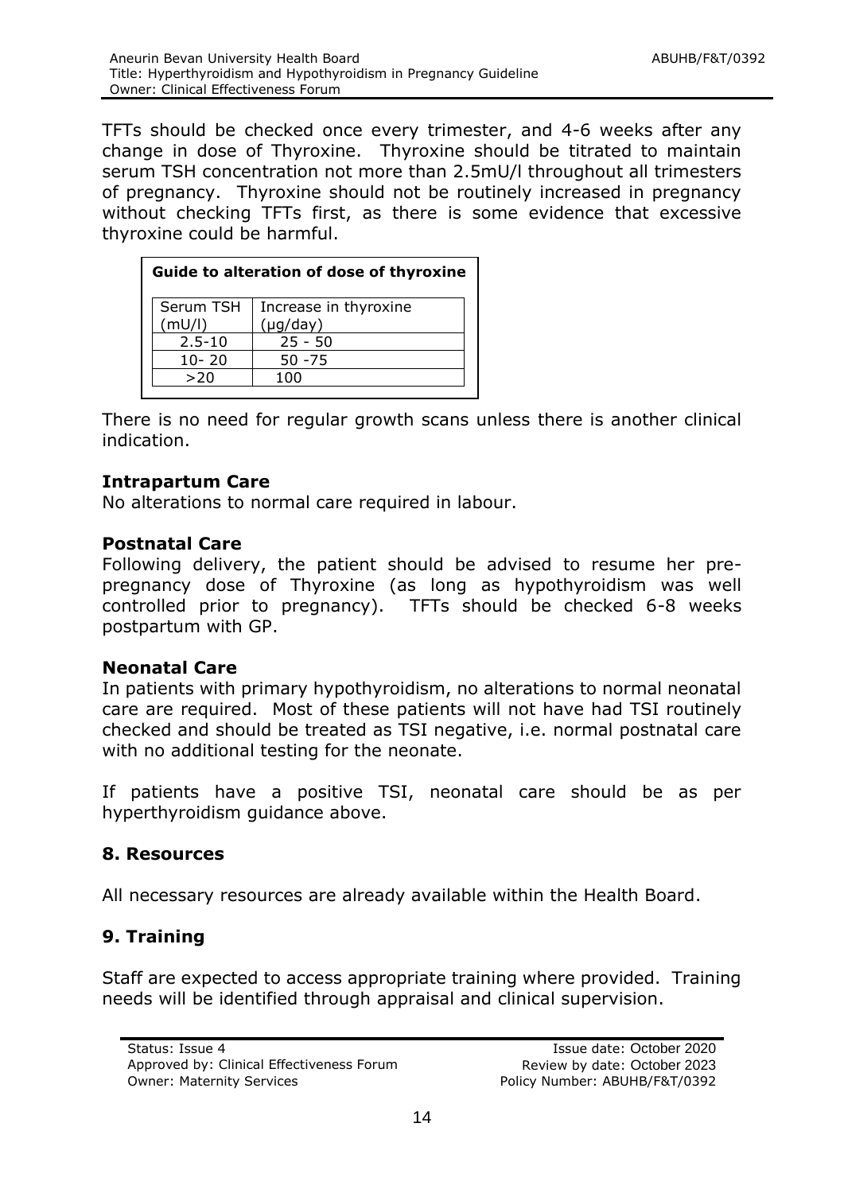TFTs should be checked once every trimester, and 4-6 weeks after any change in dose of Thyroxine. Thyroxine should be titrated to maintain serum TSH concentration not more than 2.5mU/l throughout all trimesters of pregnancy. Thyroxine should not be routinely increased in pregnancy without checking TFTs first, as there is some evidence that excessive thyroxine could be harmful.

**Guide to alteration of dose of thyroxine**

| Serum TSH (mU/l) | Increase in thyroxine (μg/day) |
|---|---|
| 2.5-10 | 25 - 50 |
| 10- 20 | 50 -75 |
| >20 | 100 |

There is no need for regular growth scans unless there is another clinical indication.

### Intrapartum Care

No alterations to normal care required in labour.

### Postnatal Care

Following delivery, the patient should be advised to resume her pre-pregnancy dose of Thyroxine (as long as hypothyroidism was well controlled prior to pregnancy). TFTs should be checked 6-8 weeks postpartum with GP.

### Neonatal Care

In patients with primary hypothyroidism, no alterations to normal neonatal care are required. Most of these patients will not have had TSI routinely checked and should be treated as TSI negative, i.e. normal postnatal care with no additional testing for the neonate.

If patients have a positive TSI, neonatal care should be as per hyperthyroidism guidance above.

## 8. Resources

All necessary resources are already available within the Health Board.

## 9. Training

Staff are expected to access appropriate training where provided. Training needs will be identified through appraisal and clinical supervision.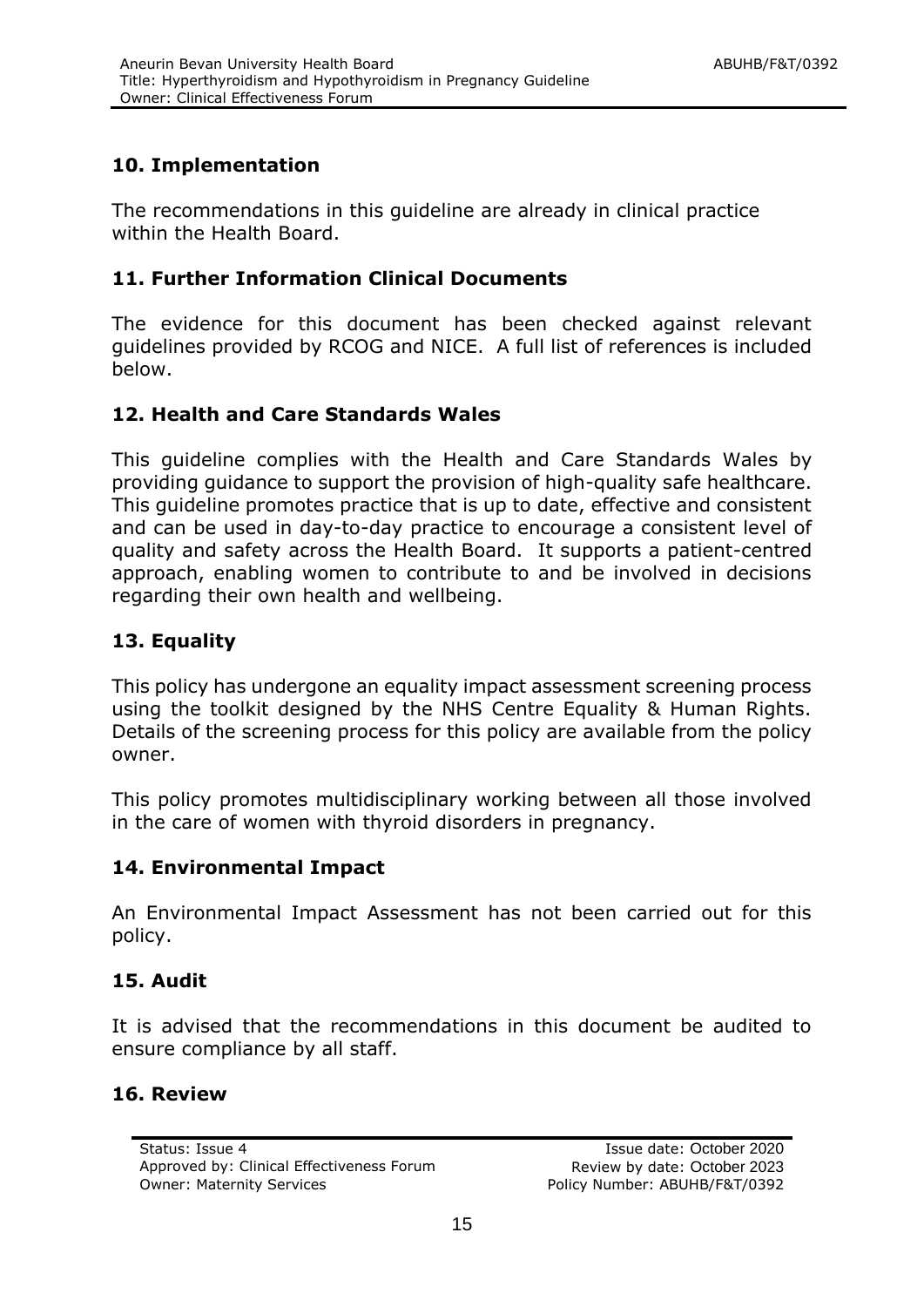## 10. Implementation

The recommendations in this guideline are already in clinical practice within the Health Board.

## 11. Further Information Clinical Documents

The evidence for this document has been checked against relevant guidelines provided by RCOG and NICE. A full list of references is included below.

## 12. Health and Care Standards Wales

This guideline complies with the Health and Care Standards Wales by providing guidance to support the provision of high-quality safe healthcare. This guideline promotes practice that is up to date, effective and consistent and can be used in day-to-day practice to encourage a consistent level of quality and safety across the Health Board. It supports a patient-centred approach, enabling women to contribute to and be involved in decisions regarding their own health and wellbeing.

## 13. Equality

This policy has undergone an equality impact assessment screening process using the toolkit designed by the NHS Centre Equality & Human Rights. Details of the screening process for this policy are available from the policy owner.

This policy promotes multidisciplinary working between all those involved in the care of women with thyroid disorders in pregnancy.

## 14. Environmental Impact

An Environmental Impact Assessment has not been carried out for this policy.

## 15. Audit

It is advised that the recommendations in this document be audited to ensure compliance by all staff.

## 16. Review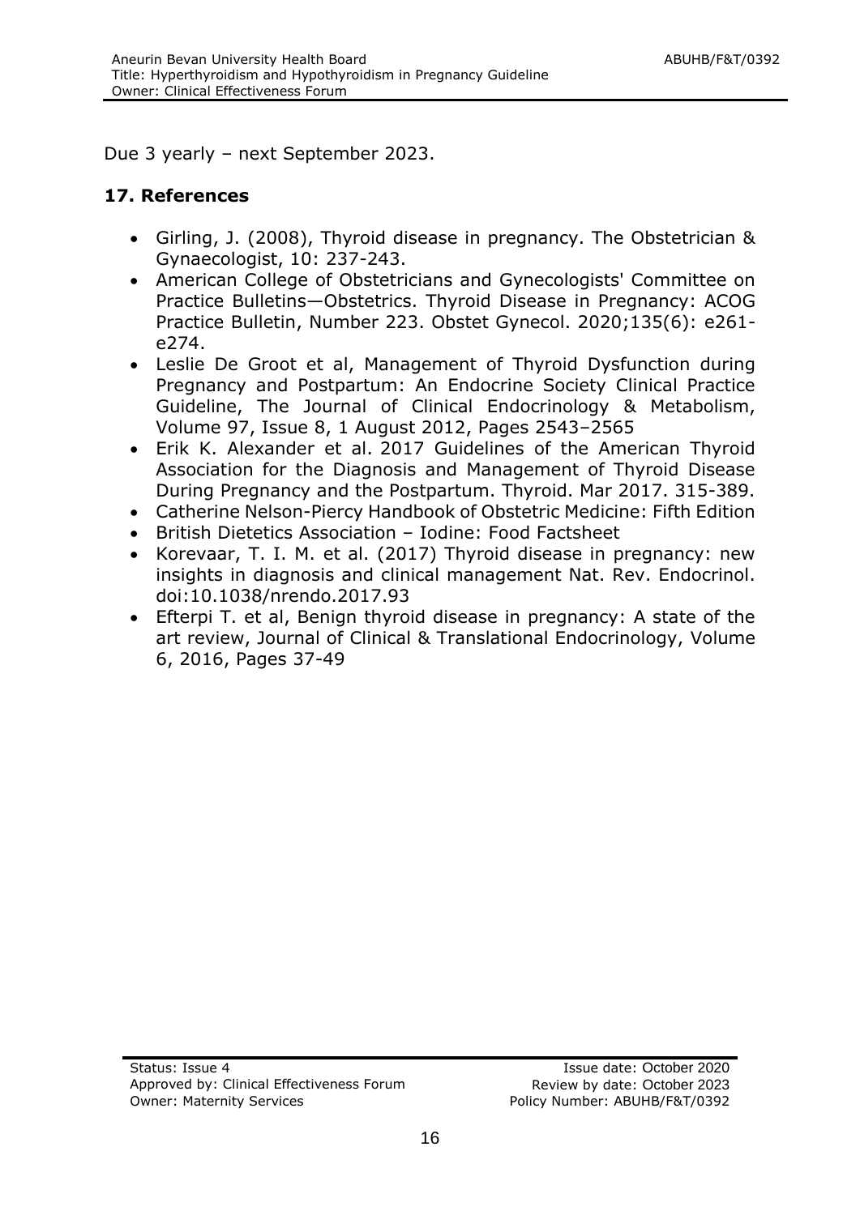Due 3 yearly – next September 2023.

## 17. References

- Girling, J. (2008), Thyroid disease in pregnancy. The Obstetrician & Gynaecologist, 10: 237-243.
- American College of Obstetricians and Gynecologists' Committee on Practice Bulletins—Obstetrics. Thyroid Disease in Pregnancy: ACOG Practice Bulletin, Number 223. Obstet Gynecol. 2020;135(6): e261-e274.
- Leslie De Groot et al, Management of Thyroid Dysfunction during Pregnancy and Postpartum: An Endocrine Society Clinical Practice Guideline, The Journal of Clinical Endocrinology & Metabolism, Volume 97, Issue 8, 1 August 2012, Pages 2543–2565
- Erik K. Alexander et al. 2017 Guidelines of the American Thyroid Association for the Diagnosis and Management of Thyroid Disease During Pregnancy and the Postpartum. Thyroid. Mar 2017. 315-389.
- Catherine Nelson-Piercy Handbook of Obstetric Medicine: Fifth Edition
- British Dietetics Association – Iodine: Food Factsheet
- Korevaar, T. I. M. et al. (2017) Thyroid disease in pregnancy: new insights in diagnosis and clinical management Nat. Rev. Endocrinol. doi:10.1038/nrendo.2017.93
- Efterpi T. et al, Benign thyroid disease in pregnancy: A state of the art review, Journal of Clinical & Translational Endocrinology, Volume 6, 2016, Pages 37-49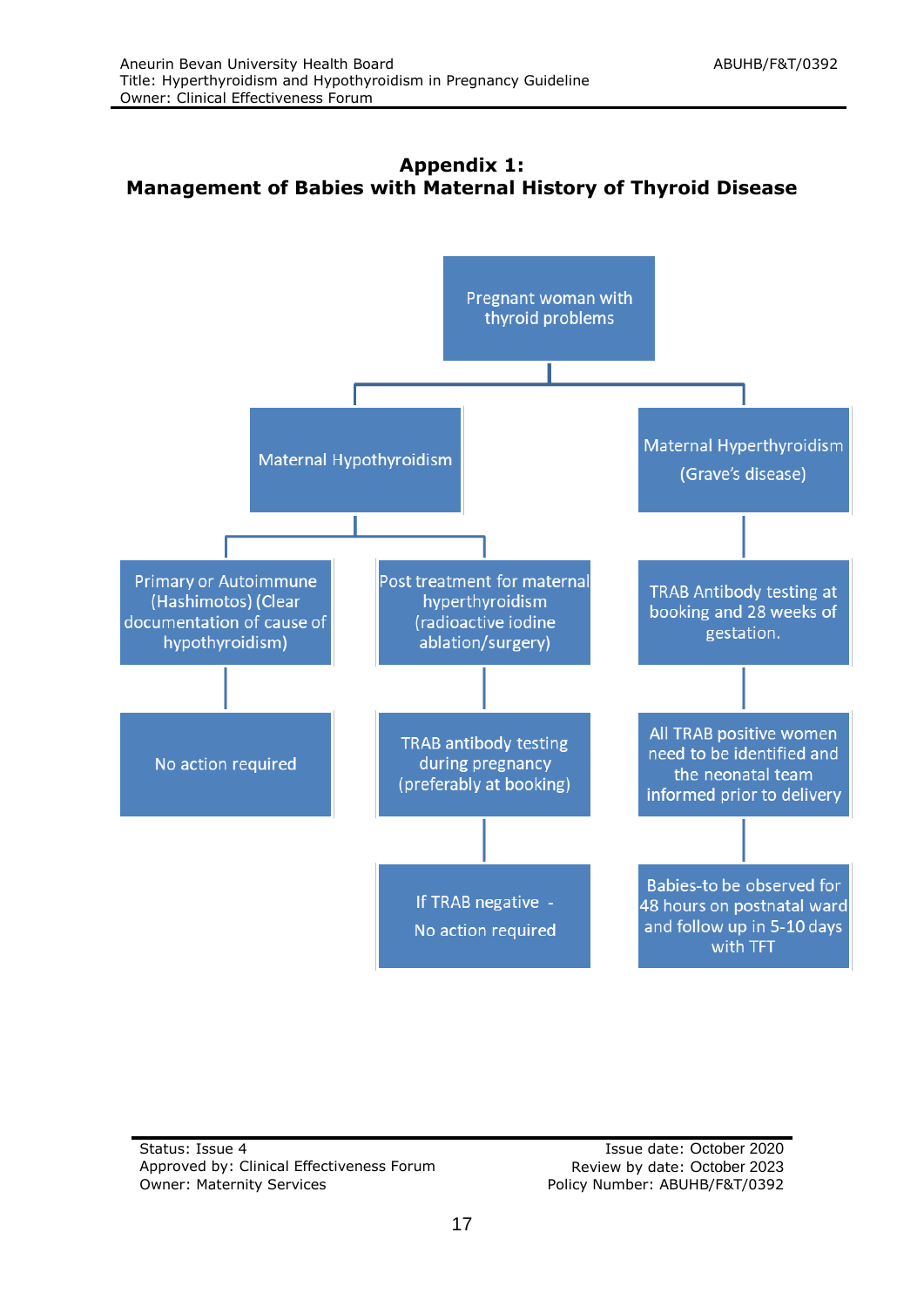# Appendix 1:
## Management of Babies with Maternal History of Thyroid Disease

- **Pregnant woman with thyroid problems**
  - **Maternal Hypothyroidism**
    - Primary or Autoimmune (Hashimotos) (Clear documentation of cause of hypothyroidism)
      - No action required
    - Post treatment for maternal hyperthyroidism (radioactive iodine ablation/surgery)
      - TRAB antibody testing during pregnancy (preferably at booking)
        - If TRAB negative - No action required
  - **Maternal Hyperthyroidism (Grave's disease)**
    - TRAB Antibody testing at booking and 28 weeks of gestation.
      - All TRAB positive women need to be identified and the neonatal team informed prior to delivery
        - Babies-to be observed for 48 hours on postnatal ward and follow up in 5-10 days with TFT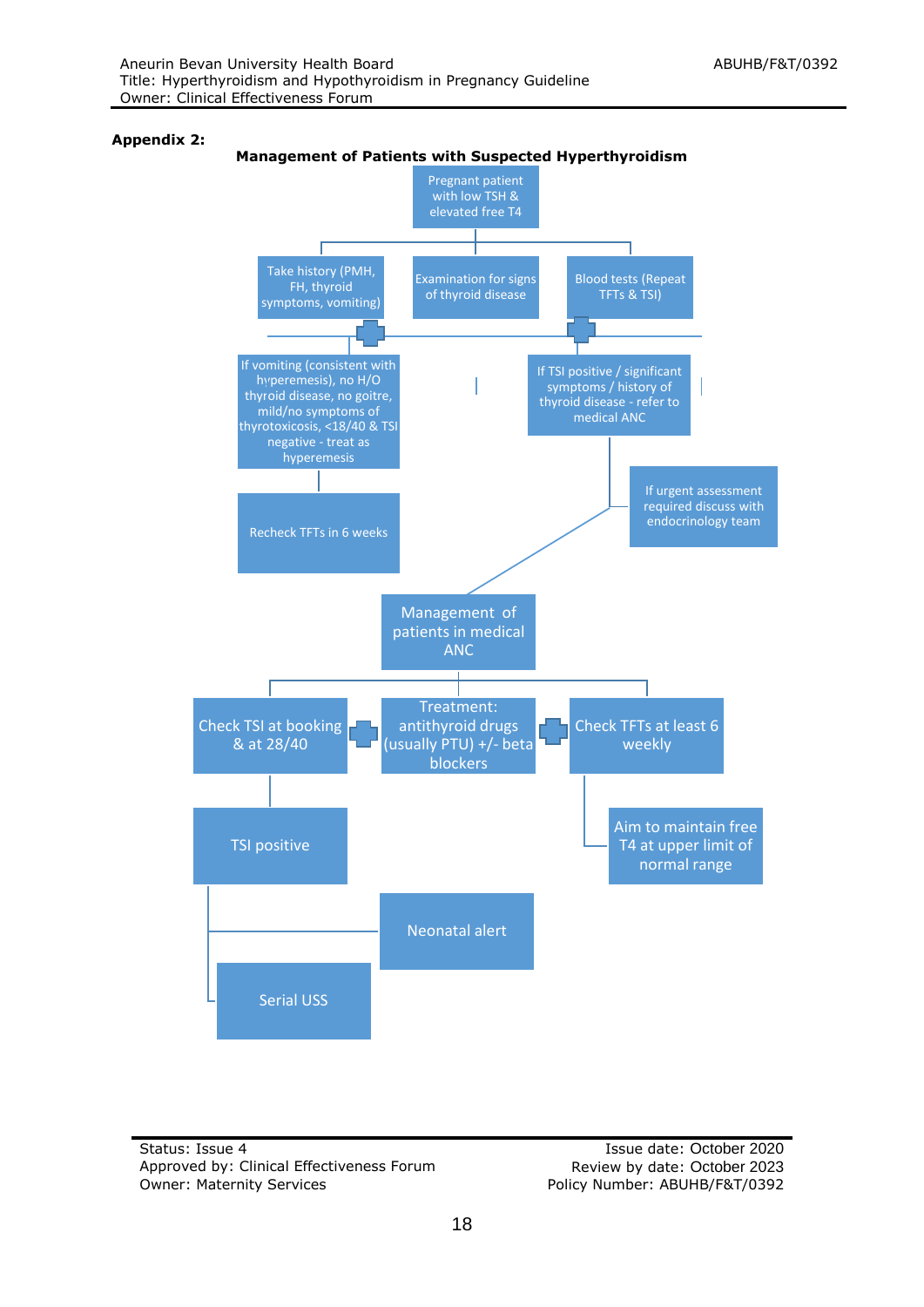**Appendix 2:**

**Management of Patients with Suspected Hyperthyroidism**

Pregnant patient with low TSH & elevated free T4

Take history (PMH, FH, thyroid symptoms, vomiting)

Examination for signs of thyroid disease

Blood tests (Repeat TFTs & TSI)

If vomiting (consistent with hyperemesis), no H/O thyroid disease, no goitre, mild/no symptoms of thyrotoxicosis, <18/40 & TSI negative - treat as hyperemesis

Recheck TFTs in 6 weeks

If TSI positive / significant symptoms / history of thyroid disease - refer to medical ANC

If urgent assessment required discuss with endocrinology team

Management of patients in medical ANC

Check TSI at booking & at 28/40

Treatment: antithyroid drugs (usually PTU) +/- beta blockers

Check TFTs at least 6 weekly

TSI positive

Aim to maintain free T4 at upper limit of normal range

Neonatal alert

Serial USS